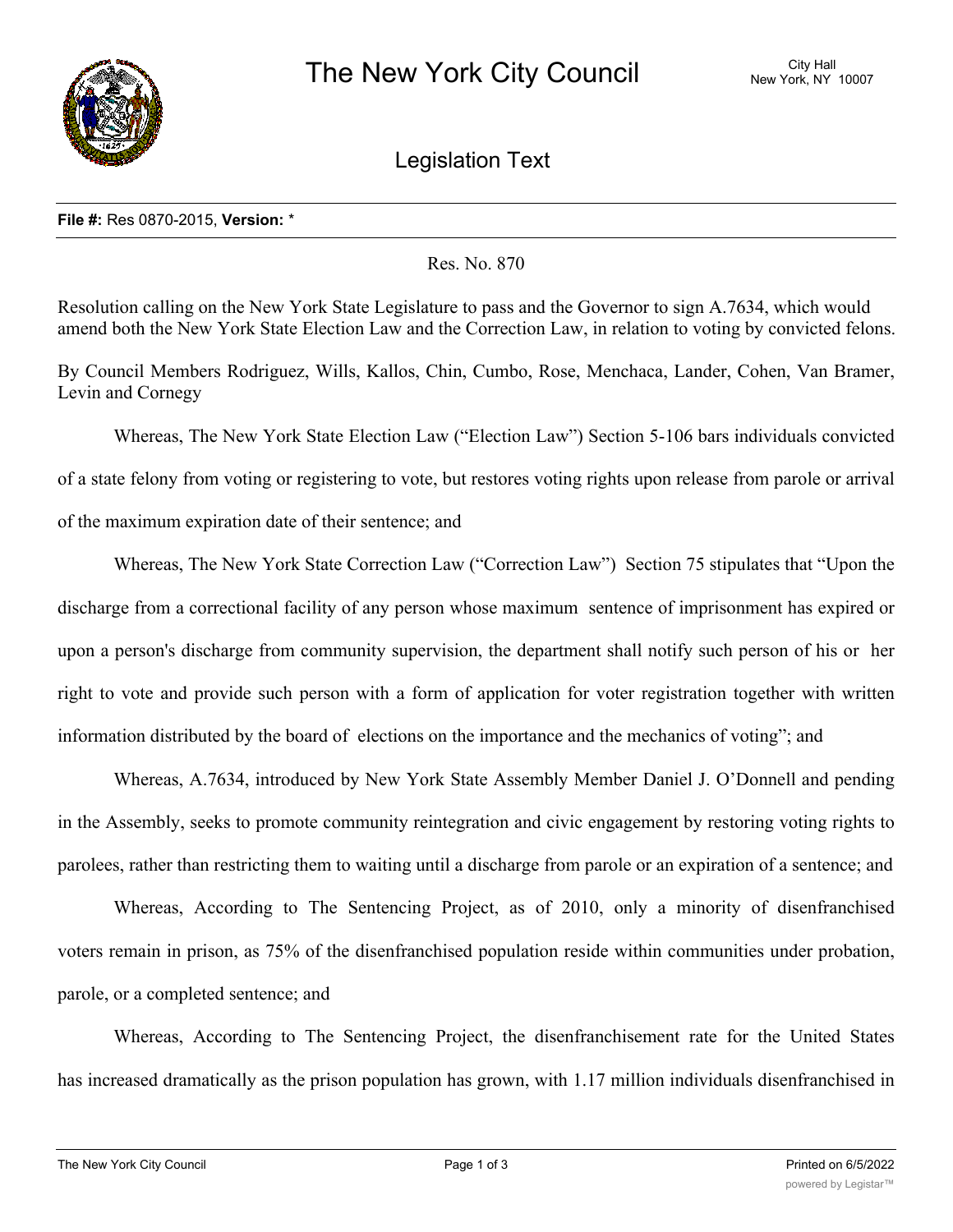# The New York City Council

City Hall
New York, NY 10007

## Legislation Text

**File #:** Res 0870-2015, **Version:** *

Res. No. 870

Resolution calling on the New York State Legislature to pass and the Governor to sign A.7634, which would amend both the New York State Election Law and the Correction Law, in relation to voting by convicted felons.

By Council Members Rodriguez, Wills, Kallos, Chin, Cumbo, Rose, Menchaca, Lander, Cohen, Van Bramer, Levin and Cornegy

Whereas, The New York State Election Law ("Election Law") Section 5-106 bars individuals convicted of a state felony from voting or registering to vote, but restores voting rights upon release from parole or arrival of the maximum expiration date of their sentence; and

Whereas, The New York State Correction Law ("Correction Law") Section 75 stipulates that "Upon the discharge from a correctional facility of any person whose maximum sentence of imprisonment has expired or upon a person's discharge from community supervision, the department shall notify such person of his or her right to vote and provide such person with a form of application for voter registration together with written information distributed by the board of elections on the importance and the mechanics of voting"; and

Whereas, A.7634, introduced by New York State Assembly Member Daniel J. O'Donnell and pending in the Assembly, seeks to promote community reintegration and civic engagement by restoring voting rights to parolees, rather than restricting them to waiting until a discharge from parole or an expiration of a sentence; and

Whereas, According to The Sentencing Project, as of 2010, only a minority of disenfranchised voters remain in prison, as 75% of the disenfranchised population reside within communities under probation, parole, or a completed sentence; and

Whereas, According to The Sentencing Project, the disenfranchisement rate for the United States has increased dramatically as the prison population has grown, with 1.17 million individuals disenfranchised in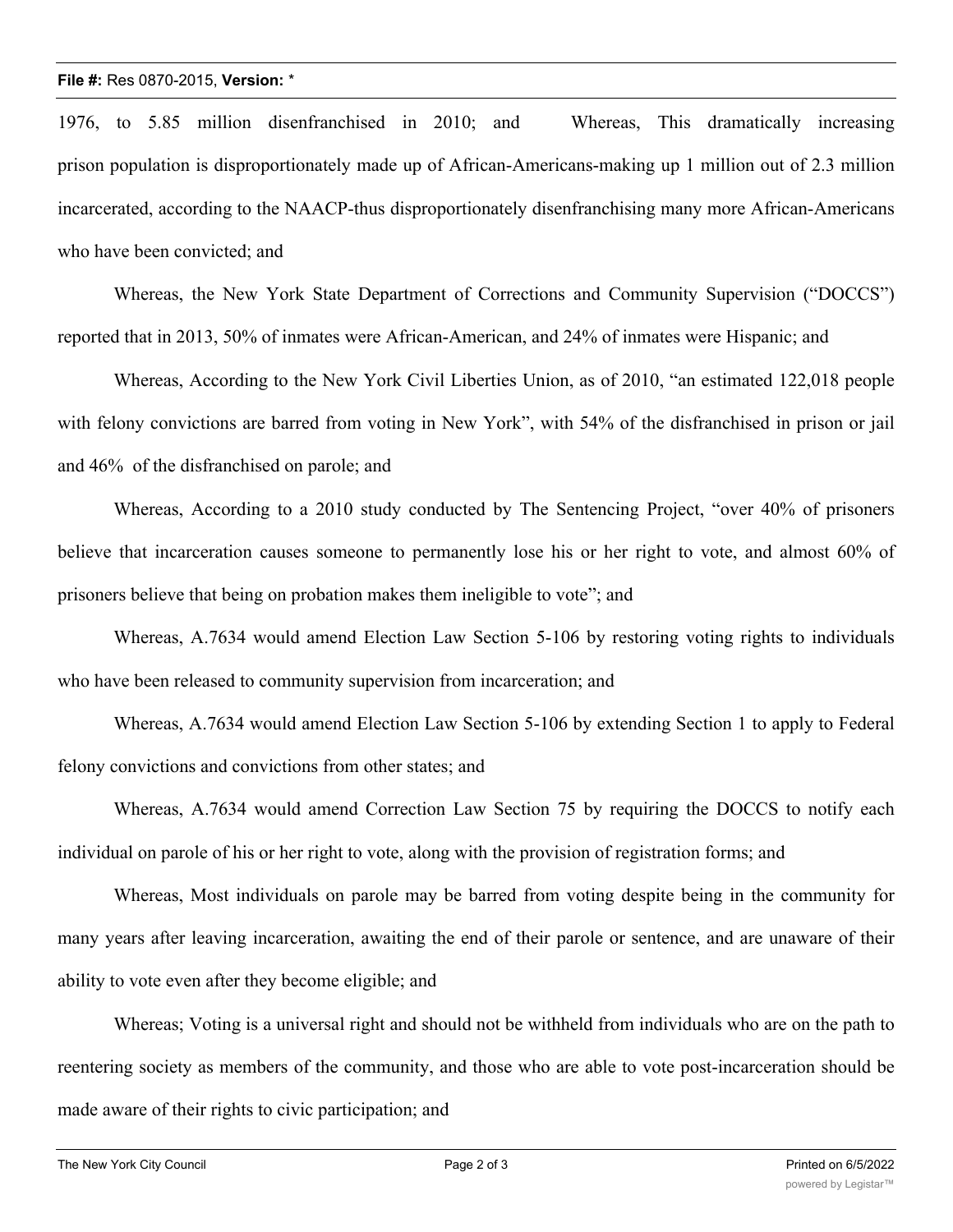1976, to 5.85 million disenfranchised in 2010; and Whereas, This dramatically increasing prison population is disproportionately made up of African-Americans-making up 1 million out of 2.3 million incarcerated, according to the NAACP-thus disproportionately disenfranchising many more African-Americans who have been convicted; and

Whereas, the New York State Department of Corrections and Community Supervision ("DOCCS") reported that in 2013, 50% of inmates were African-American, and 24% of inmates were Hispanic; and

Whereas, According to the New York Civil Liberties Union, as of 2010, "an estimated 122,018 people with felony convictions are barred from voting in New York", with 54% of the disfranchised in prison or jail and 46% of the disfranchised on parole; and

Whereas, According to a 2010 study conducted by The Sentencing Project, "over 40% of prisoners believe that incarceration causes someone to permanently lose his or her right to vote, and almost 60% of prisoners believe that being on probation makes them ineligible to vote"; and

Whereas, A.7634 would amend Election Law Section 5-106 by restoring voting rights to individuals who have been released to community supervision from incarceration; and

Whereas, A.7634 would amend Election Law Section 5-106 by extending Section 1 to apply to Federal felony convictions and convictions from other states; and

Whereas, A.7634 would amend Correction Law Section 75 by requiring the DOCCS to notify each individual on parole of his or her right to vote, along with the provision of registration forms; and

Whereas, Most individuals on parole may be barred from voting despite being in the community for many years after leaving incarceration, awaiting the end of their parole or sentence, and are unaware of their ability to vote even after they become eligible; and

Whereas; Voting is a universal right and should not be withheld from individuals who are on the path to reentering society as members of the community, and those who are able to vote post-incarceration should be made aware of their rights to civic participation; and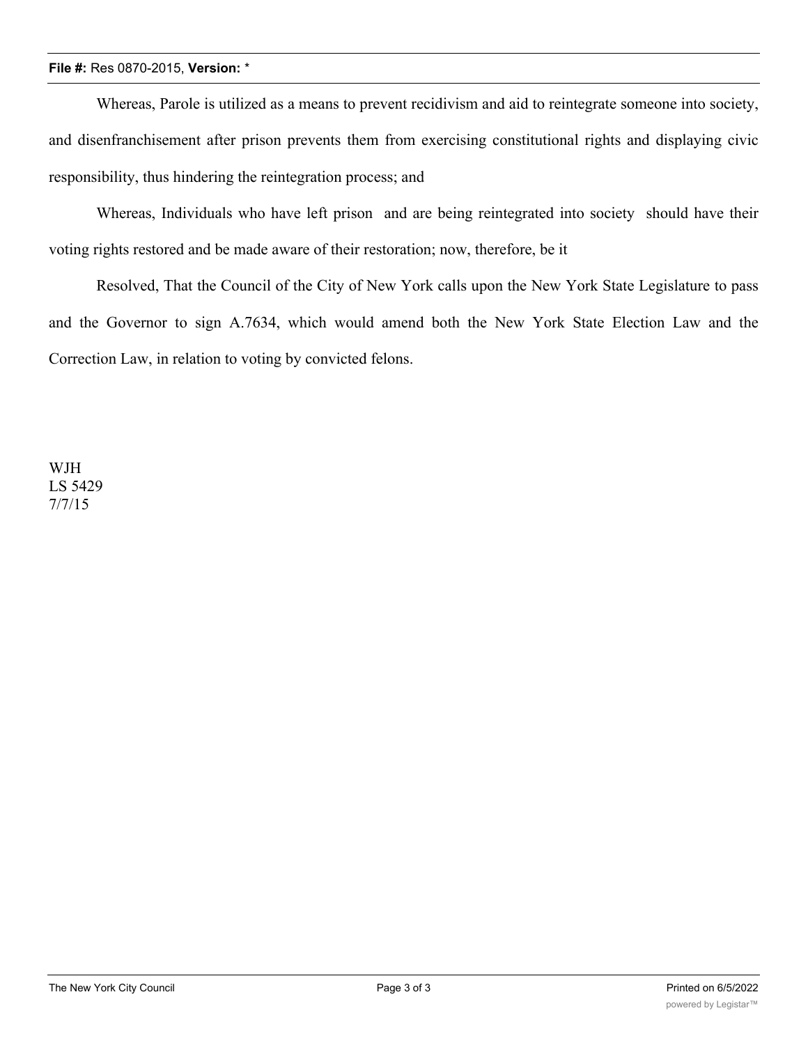Whereas, Parole is utilized as a means to prevent recidivism and aid to reintegrate someone into society, and disenfranchisement after prison prevents them from exercising constitutional rights and displaying civic responsibility, thus hindering the reintegration process; and

Whereas, Individuals who have left prison and are being reintegrated into society should have their voting rights restored and be made aware of their restoration; now, therefore, be it

Resolved, That the Council of the City of New York calls upon the New York State Legislature to pass and the Governor to sign A.7634, which would amend both the New York State Election Law and the Correction Law, in relation to voting by convicted felons.

WJH
LS 5429
7/7/15